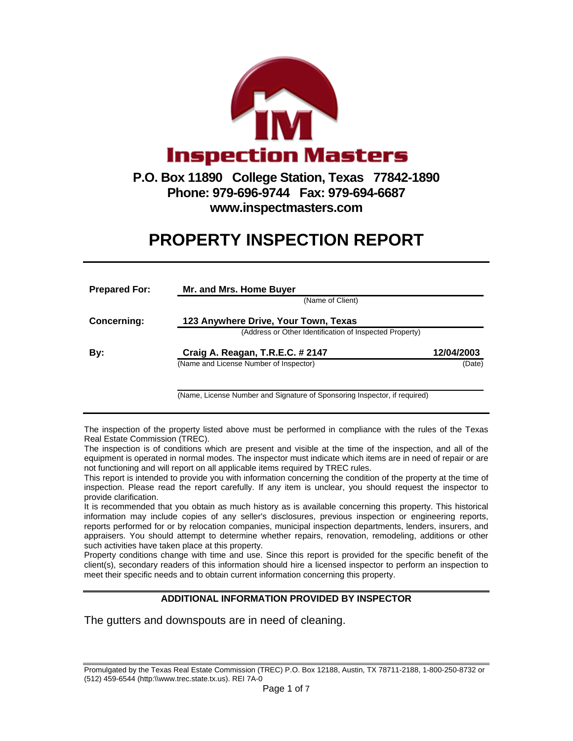**Inspection Masters**

**P.O. Box 11890 College Station, Texas 77842-1890**
**Phone: 979-696-9744 Fax: 979-694-6687**
**www.inspectmasters.com**

# PROPERTY INSPECTION REPORT

**Prepared For:** **Mr. and Mrs. Home Buyer**
(Name of Client)

**Concerning:** **123 Anywhere Drive, Your Town, Texas**
(Address or Other Identification of Inspected Property)

**By:** **Craig A. Reagan, T.R.E.C. # 2147** **12/04/2003**
(Name and License Number of Inspector) (Date)

(Name, License Number and Signature of Sponsoring Inspector, if required)

The inspection of the property listed above must be performed in compliance with the rules of the Texas Real Estate Commission (TREC).
The inspection is of conditions which are present and visible at the time of the inspection, and all of the equipment is operated in normal modes. The inspector must indicate which items are in need of repair or are not functioning and will report on all applicable items required by TREC rules.
This report is intended to provide you with information concerning the condition of the property at the time of inspection. Please read the report carefully. If any item is unclear, you should request the inspector to provide clarification.
It is recommended that you obtain as much history as is available concerning this property. This historical information may include copies of any seller's disclosures, previous inspection or engineering reports, reports performed for or by relocation companies, municipal inspection departments, lenders, insurers, and appraisers. You should attempt to determine whether repairs, renovation, remodeling, additions or other such activities have taken place at this property.
Property conditions change with time and use. Since this report is provided for the specific benefit of the client(s), secondary readers of this information should hire a licensed inspector to perform an inspection to meet their specific needs and to obtain current information concerning this property.

## ADDITIONAL INFORMATION PROVIDED BY INSPECTOR

The gutters and downspouts are in need of cleaning.

Promulgated by the Texas Real Estate Commission (TREC) P.O. Box 12188, Austin, TX 78711-2188, 1-800-250-8732 or (512) 459-6544 (http:\\www.trec.state.tx.us). REI 7A-0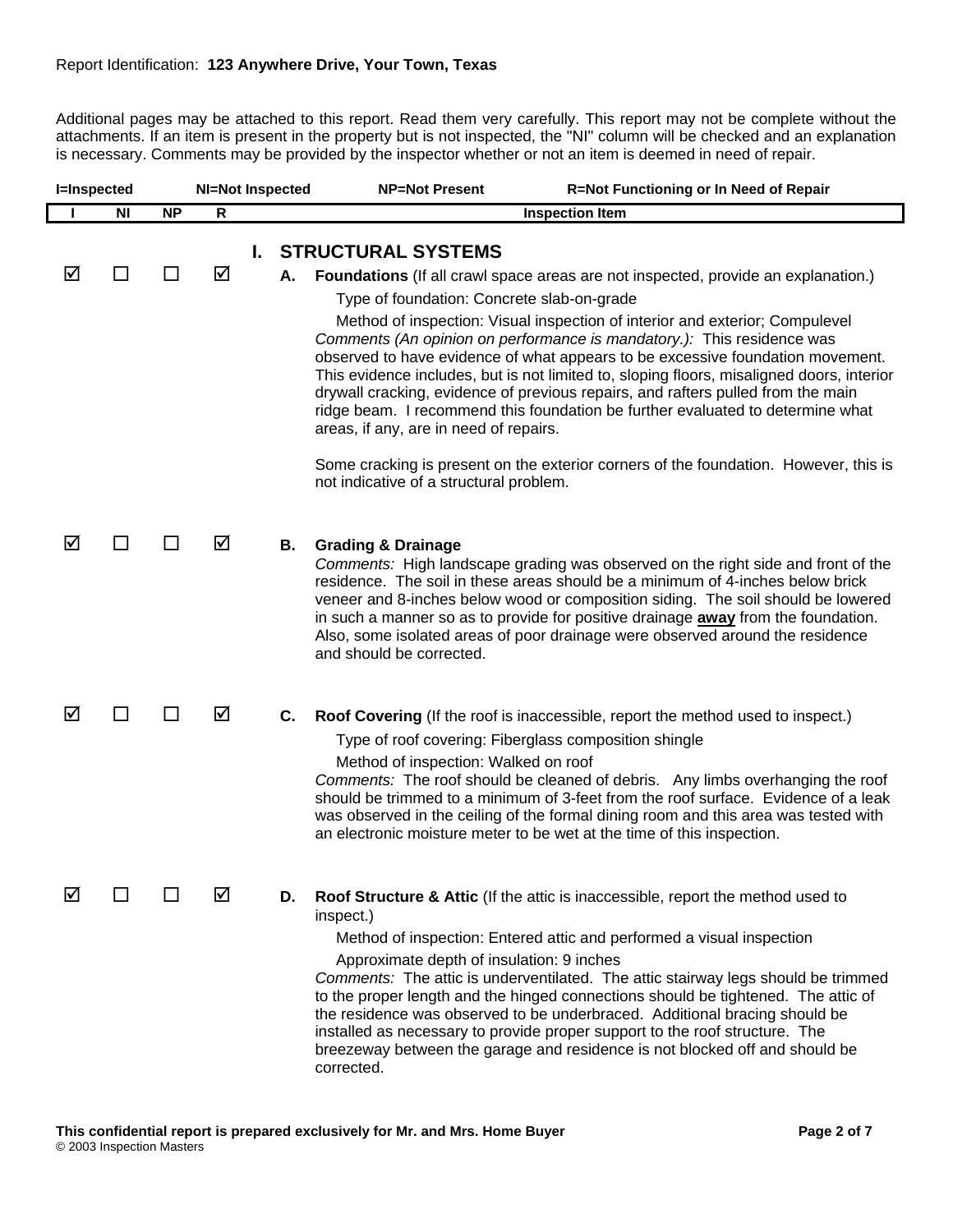Report Identification: **123 Anywhere Drive, Your Town, Texas**

Additional pages may be attached to this report. Read them very carefully. This report may not be complete without the attachments. If an item is present in the property but is not inspected, the "NI" column will be checked and an explanation is necessary. Comments may be provided by the inspector whether or not an item is deemed in need of repair.

**I=Inspected NI=Not Inspected NP=Not Present R=Not Functioning or In Need of Repair**

| I | NI | NP | R | Inspection Item |
|---|---|---|---|---|
| | | | | **I. STRUCTURAL SYSTEMS** |
| ☑ | ☐ | ☐ | ☑ | **A. Foundations** (If all crawl space areas are not inspected, provide an explanation.)<br>Type of foundation: Concrete slab-on-grade<br>Method of inspection: Visual inspection of interior and exterior; Compulevel<br>*Comments (An opinion on performance is mandatory.):* This residence was observed to have evidence of what appears to be excessive foundation movement. This evidence includes, but is not limited to, sloping floors, misaligned doors, interior drywall cracking, evidence of previous repairs, and rafters pulled from the main ridge beam. I recommend this foundation be further evaluated to determine what areas, if any, are in need of repairs.<br><br>Some cracking is present on the exterior corners of the foundation. However, this is not indicative of a structural problem. |
| ☑ | ☐ | ☐ | ☑ | **B. Grading & Drainage**<br>*Comments:* High landscape grading was observed on the right side and front of the residence. The soil in these areas should be a minimum of 4-inches below brick veneer and 8-inches below wood or composition siding. The soil should be lowered in such a manner so as to provide for positive drainage **away** from the foundation. Also, some isolated areas of poor drainage were observed around the residence and should be corrected. |
| ☑ | ☐ | ☐ | ☑ | **C. Roof Covering** (If the roof is inaccessible, report the method used to inspect.)<br>Type of roof covering: Fiberglass composition shingle<br>Method of inspection: Walked on roof<br>*Comments:* The roof should be cleaned of debris. Any limbs overhanging the roof should be trimmed to a minimum of 3-feet from the roof surface. Evidence of a leak was observed in the ceiling of the formal dining room and this area was tested with an electronic moisture meter to be wet at the time of this inspection. |
| ☑ | ☐ | ☐ | ☑ | **D. Roof Structure & Attic** (If the attic is inaccessible, report the method used to inspect.)<br>Method of inspection: Entered attic and performed a visual inspection<br>Approximate depth of insulation: 9 inches<br>*Comments:* The attic is underventilated. The attic stairway legs should be trimmed to the proper length and the hinged connections should be tightened. The attic of the residence was observed to be underbraced. Additional bracing should be installed as necessary to provide proper support to the roof structure. The breezeway between the garage and residence is not blocked off and should be corrected. |

**This confidential report is prepared exclusively for Mr. and Mrs. Home Buyer**

© 2003 Inspection Masters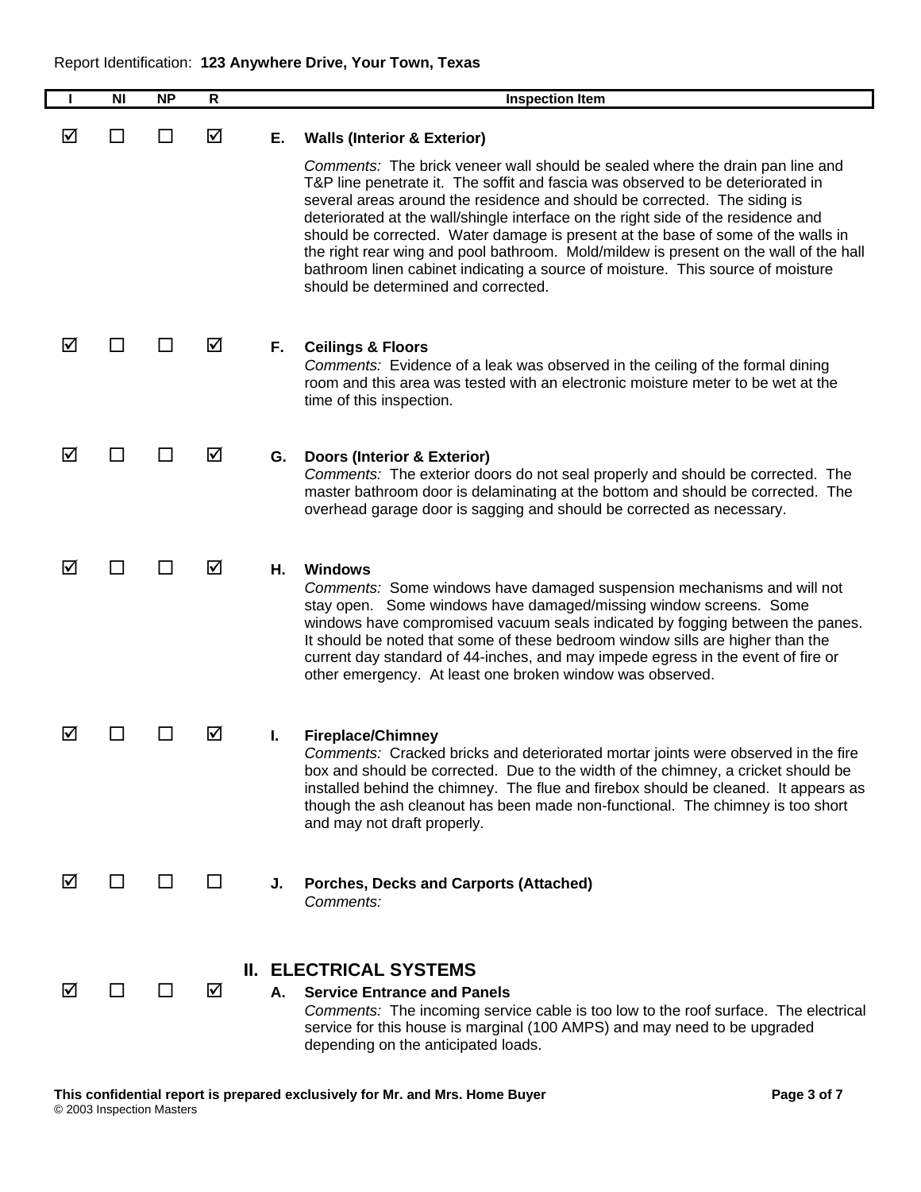Report Identification: **123 Anywhere Drive, Your Town, Texas**

| I | NI | NP | R | Inspection Item |
|---|---|---|---|---|
| ☑ | ☐ | ☐ | ☑ | **E. Walls (Interior & Exterior)** *Comments:* The brick veneer wall should be sealed where the drain pan line and T&P line penetrate it. The soffit and fascia was observed to be deteriorated in several areas around the residence and should be corrected. The siding is deteriorated at the wall/shingle interface on the right side of the residence and should be corrected. Water damage is present at the base of some of the walls in the right rear wing and pool bathroom. Mold/mildew is present on the wall of the hall bathroom linen cabinet indicating a source of moisture. This source of moisture should be determined and corrected. |
| ☑ | ☐ | ☐ | ☑ | **F. Ceilings & Floors** *Comments:* Evidence of a leak was observed in the ceiling of the formal dining room and this area was tested with an electronic moisture meter to be wet at the time of this inspection. |
| ☑ | ☐ | ☐ | ☑ | **G. Doors (Interior & Exterior)** *Comments:* The exterior doors do not seal properly and should be corrected. The master bathroom door is delaminating at the bottom and should be corrected. The overhead garage door is sagging and should be corrected as necessary. |
| ☑ | ☐ | ☐ | ☑ | **H. Windows** *Comments:* Some windows have damaged suspension mechanisms and will not stay open. Some windows have damaged/missing window screens. Some windows have compromised vacuum seals indicated by fogging between the panes. It should be noted that some of these bedroom window sills are higher than the current day standard of 44-inches, and may impede egress in the event of fire or other emergency. At least one broken window was observed. |
| ☑ | ☐ | ☐ | ☑ | **I. Fireplace/Chimney** *Comments:* Cracked bricks and deteriorated mortar joints were observed in the fire box and should be corrected. Due to the width of the chimney, a cricket should be installed behind the chimney. The flue and firebox should be cleaned. It appears as though the ash cleanout has been made non-functional. The chimney is too short and may not draft properly. |
| ☑ | ☐ | ☐ | ☐ | **J. Porches, Decks and Carports (Attached)** *Comments:* |
| | | | | **II. ELECTRICAL SYSTEMS** |
| ☑ | ☐ | ☐ | ☑ | **A. Service Entrance and Panels** *Comments:* The incoming service cable is too low to the roof surface. The electrical service for this house is marginal (100 AMPS) and may need to be upgraded depending on the anticipated loads. |

**This confidential report is prepared exclusively for Mr. and Mrs. Home Buyer**

© 2003 Inspection Masters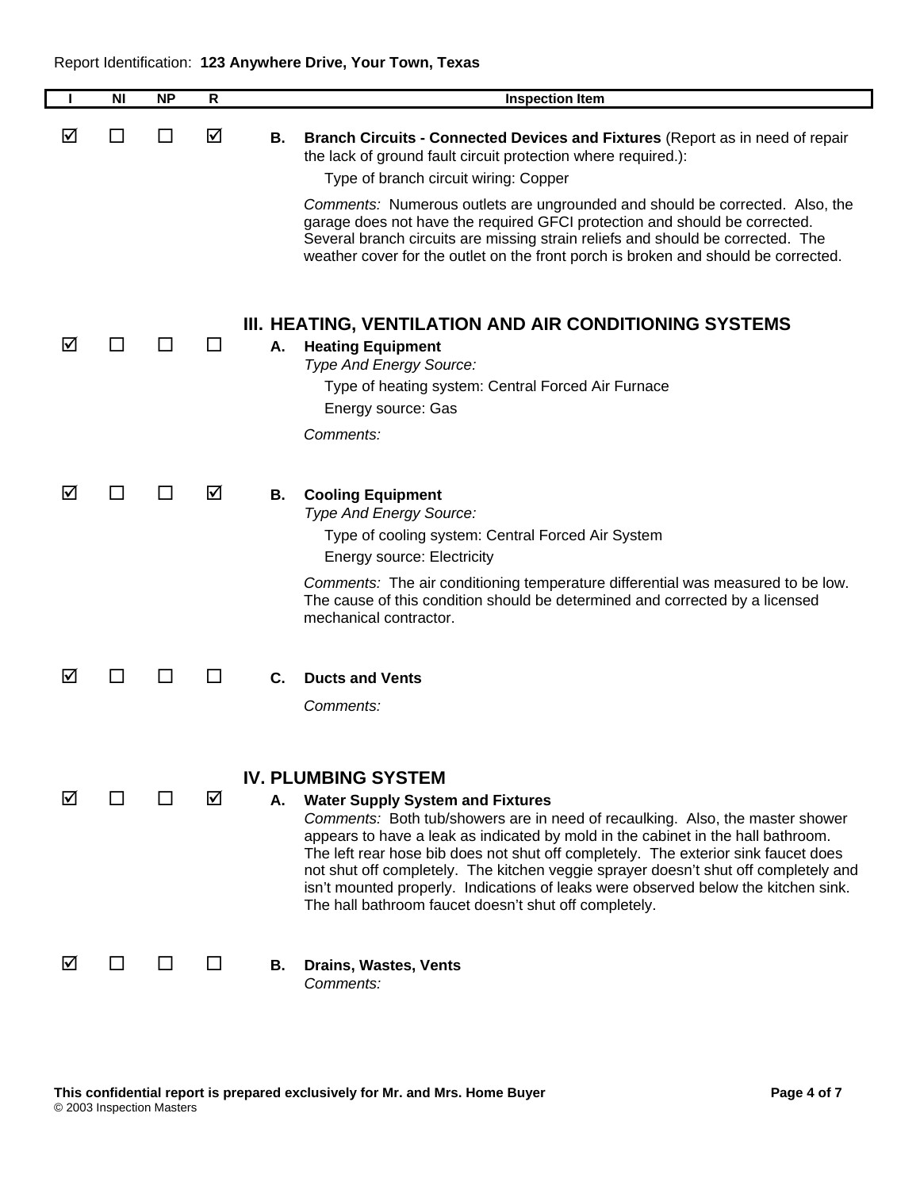Report Identification: **123 Anywhere Drive, Your Town, Texas**

| I | NI | NP | R | Inspection Item |
|---|---|---|---|---|
| ☑ | ☐ | ☐ | ☑ | **B. Branch Circuits - Connected Devices and Fixtures** (Report as in need of repair the lack of ground fault circuit protection where required.): Type of branch circuit wiring: Copper<br>*Comments:* Numerous outlets are ungrounded and should be corrected. Also, the garage does not have the required GFCI protection and should be corrected. Several branch circuits are missing strain reliefs and should be corrected. The weather cover for the outlet on the front porch is broken and should be corrected. |

## III. HEATING, VENTILATION AND AIR CONDITIONING SYSTEMS

| I | NI | NP | R | Inspection Item |
|---|---|---|---|---|
| ☑ | ☐ | ☐ | ☐ | **A. Heating Equipment**<br>*Type And Energy Source:*<br>Type of heating system: Central Forced Air Furnace<br>Energy source: Gas<br>*Comments:* |
| ☑ | ☐ | ☐ | ☑ | **B. Cooling Equipment**<br>*Type And Energy Source:*<br>Type of cooling system: Central Forced Air System<br>Energy source: Electricity<br>*Comments:* The air conditioning temperature differential was measured to be low. The cause of this condition should be determined and corrected by a licensed mechanical contractor. |
| ☑ | ☐ | ☐ | ☐ | **C. Ducts and Vents**<br>*Comments:* |

## IV. PLUMBING SYSTEM

| I | NI | NP | R | Inspection Item |
|---|---|---|---|---|
| ☑ | ☐ | ☐ | ☑ | **A. Water Supply System and Fixtures**<br>*Comments:* Both tub/showers are in need of recaulking. Also, the master shower appears to have a leak as indicated by mold in the cabinet in the hall bathroom. The left rear hose bib does not shut off completely. The exterior sink faucet does not shut off completely. The kitchen veggie sprayer doesn't shut off completely and isn't mounted properly. Indications of leaks were observed below the kitchen sink. The hall bathroom faucet doesn't shut off completely. |
| ☑ | ☐ | ☐ | ☐ | **B. Drains, Wastes, Vents**<br>*Comments:* |

**This confidential report is prepared exclusively for Mr. and Mrs. Home Buyer**
© 2003 Inspection Masters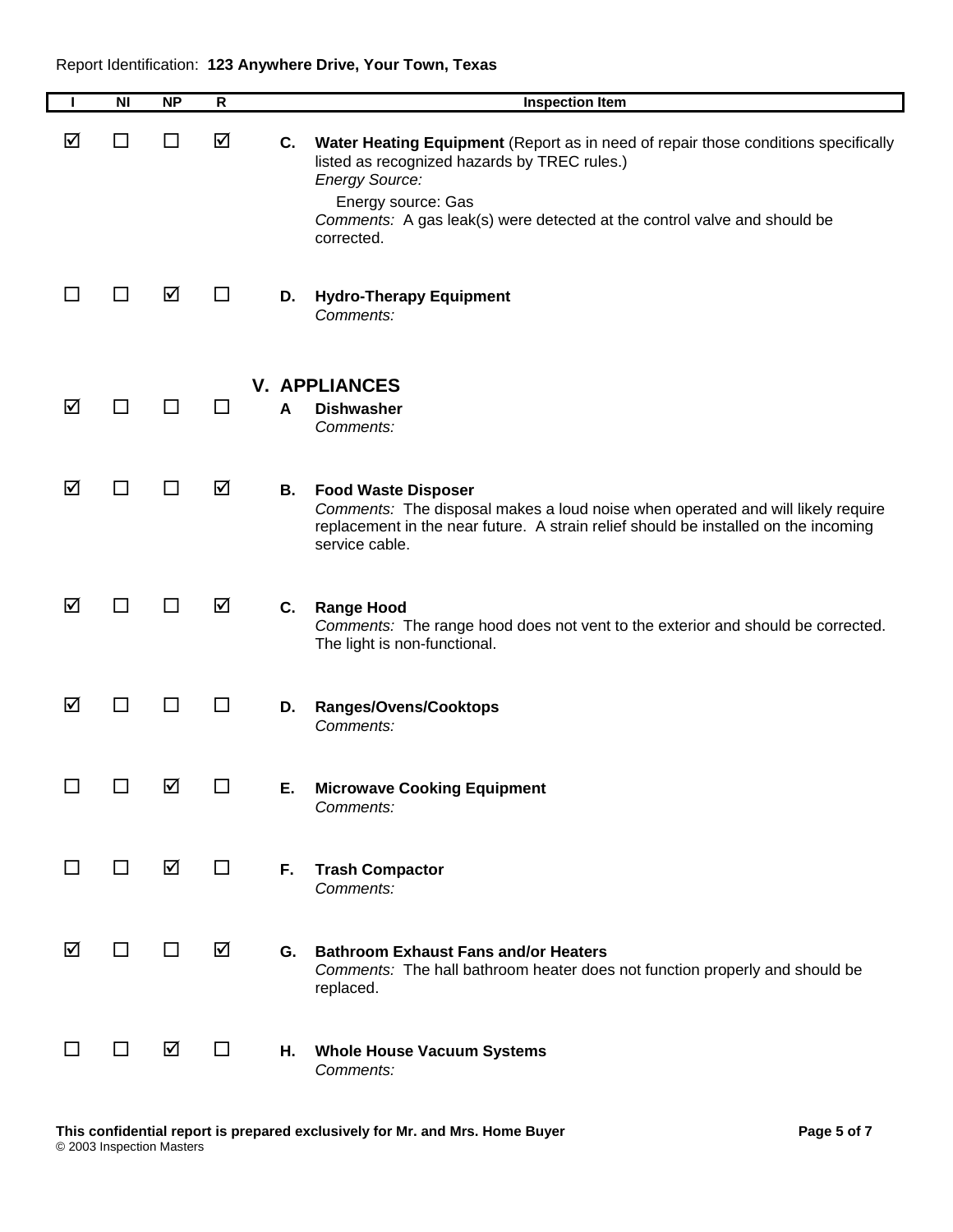Report Identification: **123 Anywhere Drive, Your Town, Texas**

| I | NI | NP | R | Inspection Item |
|---|---|---|---|---|
| ☑ | ☐ | ☐ | ☑ | **C. Water Heating Equipment** (Report as in need of repair those conditions specifically listed as recognized hazards by TREC rules.)<br>*Energy Source:*<br>Energy source: Gas<br>*Comments:* A gas leak(s) were detected at the control valve and should be corrected. |
| ☐ | ☐ | ☑ | ☐ | **D. Hydro-Therapy Equipment**<br>*Comments:* |

## V. APPLIANCES

| I | NI | NP | R | Inspection Item |
|---|---|---|---|---|
| ☑ | ☐ | ☐ | ☐ | **A Dishwasher**<br>*Comments:* |
| ☑ | ☐ | ☐ | ☑ | **B. Food Waste Disposer**<br>*Comments:* The disposal makes a loud noise when operated and will likely require replacement in the near future. A strain relief should be installed on the incoming service cable. |
| ☑ | ☐ | ☐ | ☑ | **C. Range Hood**<br>*Comments:* The range hood does not vent to the exterior and should be corrected. The light is non-functional. |
| ☑ | ☐ | ☐ | ☐ | **D. Ranges/Ovens/Cooktops**<br>*Comments:* |
| ☐ | ☐ | ☑ | ☐ | **E. Microwave Cooking Equipment**<br>*Comments:* |
| ☐ | ☐ | ☑ | ☐ | **F. Trash Compactor**<br>*Comments:* |
| ☑ | ☐ | ☐ | ☑ | **G. Bathroom Exhaust Fans and/or Heaters**<br>*Comments:* The hall bathroom heater does not function properly and should be replaced. |
| ☐ | ☐ | ☑ | ☐ | **H. Whole House Vacuum Systems**<br>*Comments:* |

**This confidential report is prepared exclusively for Mr. and Mrs. Home Buyer**
© 2003 Inspection Masters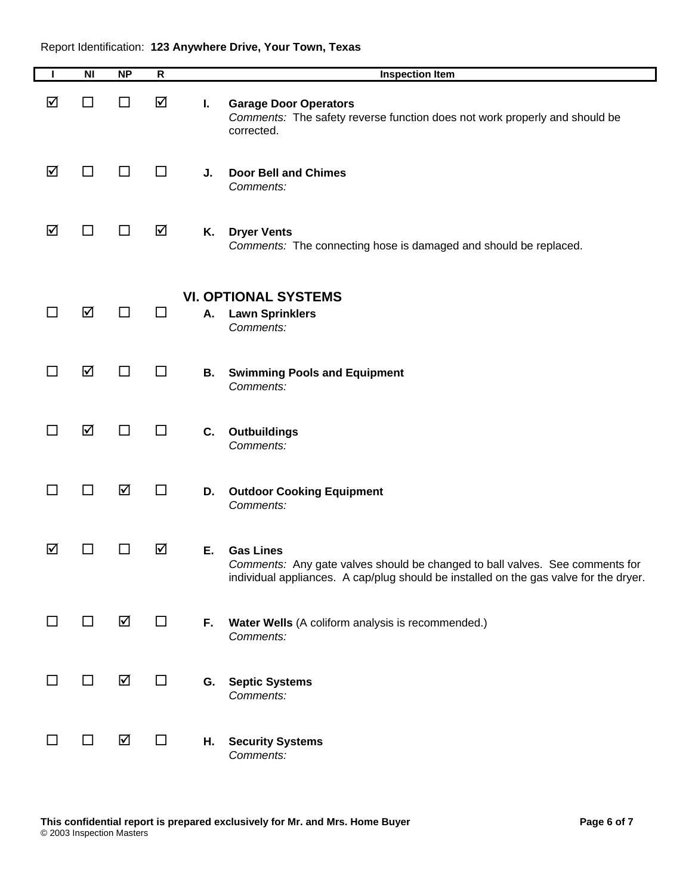Report Identification: **123 Anywhere Drive, Your Town, Texas**

| I | NI | NP | R | Inspection Item |
|---|---|---|---|---|
| ☑ | ☐ | ☐ | ☑ | **I. Garage Door Operators**<br>*Comments:* The safety reverse function does not work properly and should be corrected. |
| ☑ | ☐ | ☐ | ☐ | **J. Door Bell and Chimes**<br>*Comments:* |
| ☑ | ☐ | ☐ | ☑ | **K. Dryer Vents**<br>*Comments:* The connecting hose is damaged and should be replaced. |
| | | | | **VI. OPTIONAL SYSTEMS** |
| ☐ | ☑ | ☐ | ☐ | **A. Lawn Sprinklers**<br>*Comments:* |
| ☐ | ☑ | ☐ | ☐ | **B. Swimming Pools and Equipment**<br>*Comments:* |
| ☐ | ☑ | ☐ | ☐ | **C. Outbuildings**<br>*Comments:* |
| ☐ | ☐ | ☑ | ☐ | **D. Outdoor Cooking Equipment**<br>*Comments:* |
| ☑ | ☐ | ☐ | ☑ | **E. Gas Lines**<br>*Comments:* Any gate valves should be changed to ball valves. See comments for individual appliances. A cap/plug should be installed on the gas valve for the dryer. |
| ☐ | ☐ | ☑ | ☐ | **F. Water Wells** (A coliform analysis is recommended.)<br>*Comments:* |
| ☐ | ☐ | ☑ | ☐ | **G. Septic Systems**<br>*Comments:* |
| ☐ | ☐ | ☑ | ☐ | **H. Security Systems**<br>*Comments:* |

**This confidential report is prepared exclusively for Mr. and Mrs. Home Buyer**
© 2003 Inspection Masters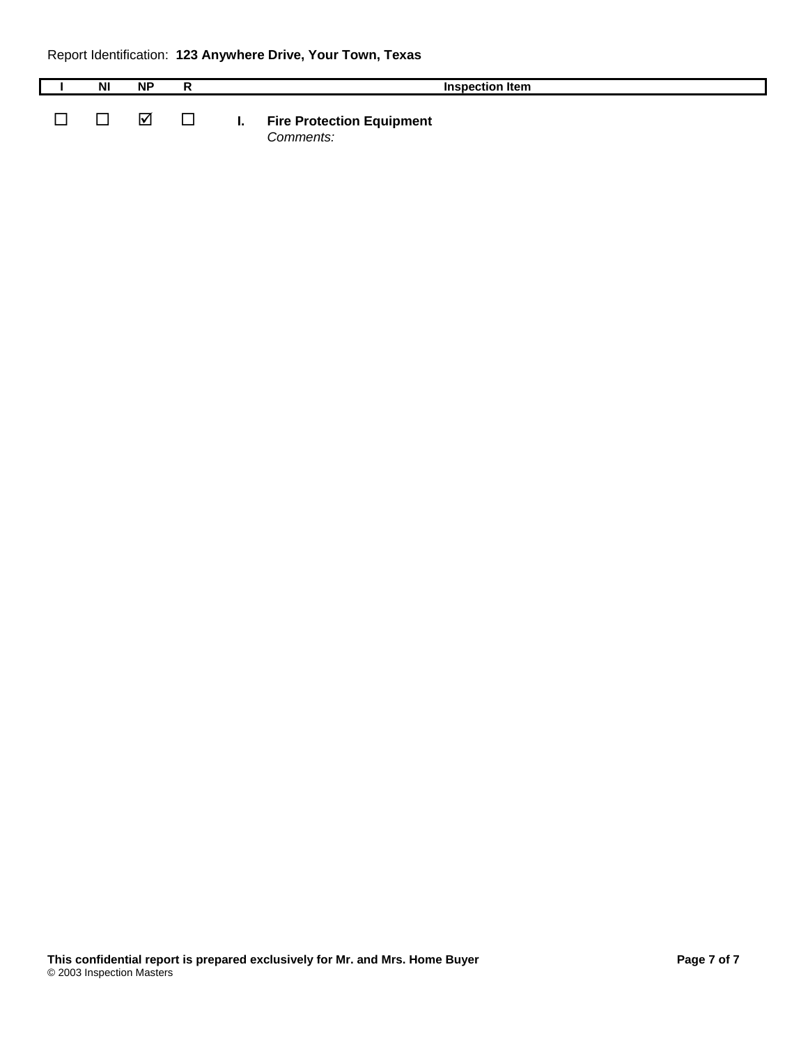| I | NI | NP | R | Inspection Item |
|---|---|---|---|---|
| ☐ | ☐ | ☑ | ☐ | **I. Fire Protection Equipment**<br>*Comments:* |

**This confidential report is prepared exclusively for Mr. and Mrs. Home Buyer**

© 2003 Inspection Masters